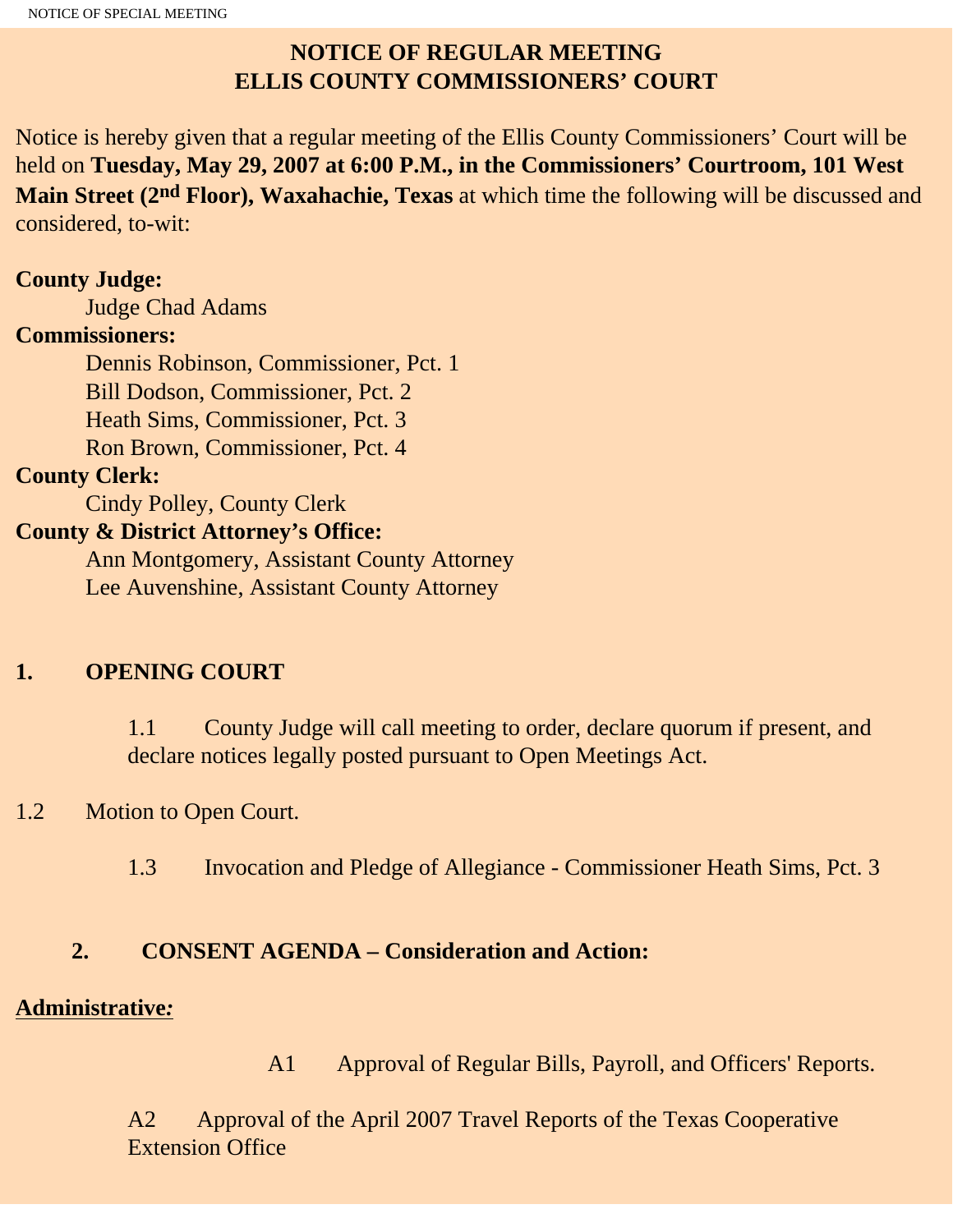# NOTICE OF REGULAR MEETING
# ELLIS COUNTY COMMISSIONERS' COURT

Notice is hereby given that a regular meeting of the Ellis County Commissioners' Court will be held on **Tuesday, May 29, 2007 at 6:00 P.M., in the Commissioners' Courtroom, 101 West Main Street (2nd Floor), Waxahachie, Texas** at which time the following will be discussed and considered, to-wit:

**County Judge:**
Judge Chad Adams

**Commissioners:**
Dennis Robinson, Commissioner, Pct. 1
Bill Dodson, Commissioner, Pct. 2
Heath Sims, Commissioner, Pct. 3
Ron Brown, Commissioner, Pct. 4

**County Clerk:**
Cindy Polley, County Clerk

**County & District Attorney's Office:**
Ann Montgomery, Assistant County Attorney
Lee Auvenshine, Assistant County Attorney

## 1. OPENING COURT

1.1 County Judge will call meeting to order, declare quorum if present, and declare notices legally posted pursuant to Open Meetings Act.

1.2 Motion to Open Court.

1.3 Invocation and Pledge of Allegiance - Commissioner Heath Sims, Pct. 3

## 2. CONSENT AGENDA – Consideration and Action:

**Administrative:**

A1 Approval of Regular Bills, Payroll, and Officers' Reports.

A2 Approval of the April 2007 Travel Reports of the Texas Cooperative Extension Office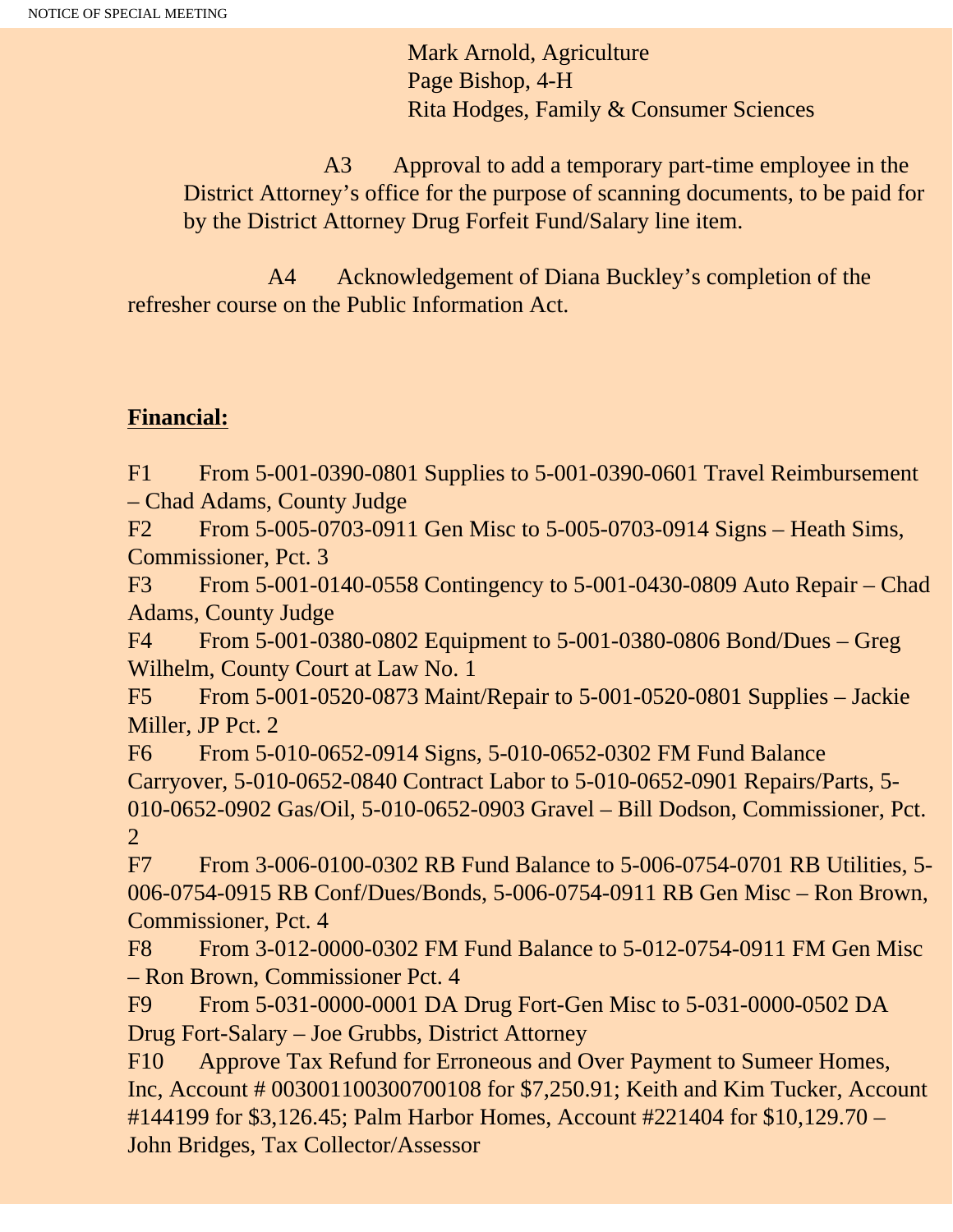Mark Arnold, Agriculture
Page Bishop, 4-H
Rita Hodges, Family & Consumer Sciences

A3 Approval to add a temporary part-time employee in the District Attorney's office for the purpose of scanning documents, to be paid for by the District Attorney Drug Forfeit Fund/Salary line item.

A4 Acknowledgement of Diana Buckley's completion of the refresher course on the Public Information Act.

**Financial:**

F1 From 5-001-0390-0801 Supplies to 5-001-0390-0601 Travel Reimbursement – Chad Adams, County Judge

F2 From 5-005-0703-0911 Gen Misc to 5-005-0703-0914 Signs – Heath Sims, Commissioner, Pct. 3

F3 From 5-001-0140-0558 Contingency to 5-001-0430-0809 Auto Repair – Chad Adams, County Judge

F4 From 5-001-0380-0802 Equipment to 5-001-0380-0806 Bond/Dues – Greg Wilhelm, County Court at Law No. 1

F5 From 5-001-0520-0873 Maint/Repair to 5-001-0520-0801 Supplies – Jackie Miller, JP Pct. 2

F6 From 5-010-0652-0914 Signs, 5-010-0652-0302 FM Fund Balance Carryover, 5-010-0652-0840 Contract Labor to 5-010-0652-0901 Repairs/Parts, 5-010-0652-0902 Gas/Oil, 5-010-0652-0903 Gravel – Bill Dodson, Commissioner, Pct. 2

F7 From 3-006-0100-0302 RB Fund Balance to 5-006-0754-0701 RB Utilities, 5-006-0754-0915 RB Conf/Dues/Bonds, 5-006-0754-0911 RB Gen Misc – Ron Brown, Commissioner, Pct. 4

F8 From 3-012-0000-0302 FM Fund Balance to 5-012-0754-0911 FM Gen Misc – Ron Brown, Commissioner Pct. 4

F9 From 5-031-0000-0001 DA Drug Fort-Gen Misc to 5-031-0000-0502 DA Drug Fort-Salary – Joe Grubbs, District Attorney

F10 Approve Tax Refund for Erroneous and Over Payment to Sumeer Homes, Inc, Account # 003001100300700108 for $7,250.91; Keith and Kim Tucker, Account #144199 for $3,126.45; Palm Harbor Homes, Account #221404 for $10,129.70 – John Bridges, Tax Collector/Assessor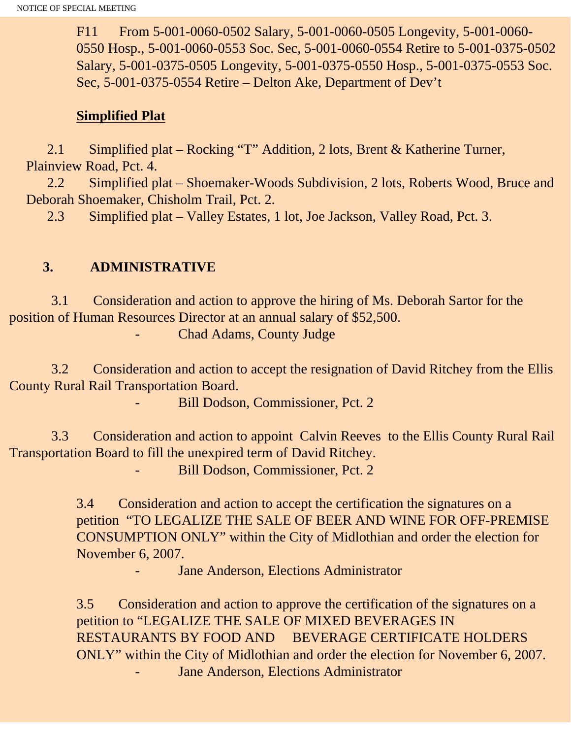F11 From 5-001-0060-0502 Salary, 5-001-0060-0505 Longevity, 5-001-0060-0550 Hosp., 5-001-0060-0553 Soc. Sec, 5-001-0060-0554 Retire to 5-001-0375-0502 Salary, 5-001-0375-0505 Longevity, 5-001-0375-0550 Hosp., 5-001-0375-0553 Soc. Sec, 5-001-0375-0554 Retire – Delton Ake, Department of Dev't

**Simplified Plat**

2.1 Simplified plat – Rocking "T" Addition, 2 lots, Brent & Katherine Turner, Plainview Road, Pct. 4.

2.2 Simplified plat – Shoemaker-Woods Subdivision, 2 lots, Roberts Wood, Bruce and Deborah Shoemaker, Chisholm Trail, Pct. 2.

2.3 Simplified plat – Valley Estates, 1 lot, Joe Jackson, Valley Road, Pct. 3.

## 3. ADMINISTRATIVE

3.1 Consideration and action to approve the hiring of Ms. Deborah Sartor for the position of Human Resources Director at an annual salary of $52,500.

- Chad Adams, County Judge

3.2 Consideration and action to accept the resignation of David Ritchey from the Ellis County Rural Rail Transportation Board.

- Bill Dodson, Commissioner, Pct. 2

3.3 Consideration and action to appoint Calvin Reeves to the Ellis County Rural Rail Transportation Board to fill the unexpired term of David Ritchey.

- Bill Dodson, Commissioner, Pct. 2

3.4 Consideration and action to accept the certification the signatures on a petition "TO LEGALIZE THE SALE OF BEER AND WINE FOR OFF-PREMISE CONSUMPTION ONLY" within the City of Midlothian and order the election for November 6, 2007.

- Jane Anderson, Elections Administrator

3.5 Consideration and action to approve the certification of the signatures on a petition to "LEGALIZE THE SALE OF MIXED BEVERAGES IN RESTAURANTS BY FOOD AND BEVERAGE CERTIFICATE HOLDERS ONLY" within the City of Midlothian and order the election for November 6, 2007.

- Jane Anderson, Elections Administrator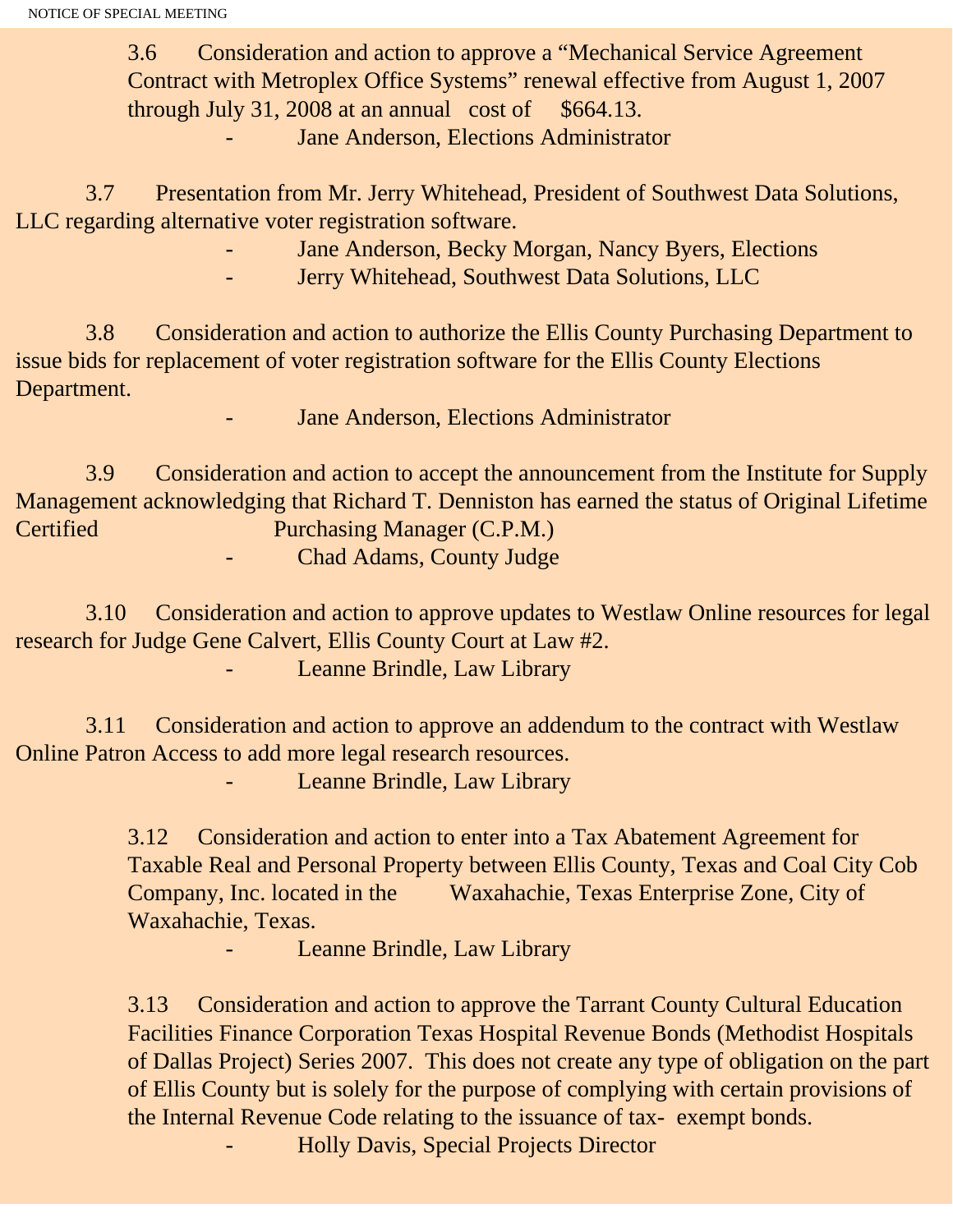3.6 Consideration and action to approve a "Mechanical Service Agreement Contract with Metroplex Office Systems" renewal effective from August 1, 2007 through July 31, 2008 at an annual cost of $664.13.

- Jane Anderson, Elections Administrator

3.7 Presentation from Mr. Jerry Whitehead, President of Southwest Data Solutions, LLC regarding alternative voter registration software.

- Jane Anderson, Becky Morgan, Nancy Byers, Elections
- Jerry Whitehead, Southwest Data Solutions, LLC

3.8 Consideration and action to authorize the Ellis County Purchasing Department to issue bids for replacement of voter registration software for the Ellis County Elections Department.

- Jane Anderson, Elections Administrator

3.9 Consideration and action to accept the announcement from the Institute for Supply Management acknowledging that Richard T. Denniston has earned the status of Original Lifetime Certified Purchasing Manager (C.P.M.)

- Chad Adams, County Judge

3.10 Consideration and action to approve updates to Westlaw Online resources for legal research for Judge Gene Calvert, Ellis County Court at Law #2.

- Leanne Brindle, Law Library

3.11 Consideration and action to approve an addendum to the contract with Westlaw Online Patron Access to add more legal research resources.

- Leanne Brindle, Law Library

3.12 Consideration and action to enter into a Tax Abatement Agreement for Taxable Real and Personal Property between Ellis County, Texas and Coal City Cob Company, Inc. located in the Waxahachie, Texas Enterprise Zone, City of Waxahachie, Texas.

- Leanne Brindle, Law Library

3.13 Consideration and action to approve the Tarrant County Cultural Education Facilities Finance Corporation Texas Hospital Revenue Bonds (Methodist Hospitals of Dallas Project) Series 2007. This does not create any type of obligation on the part of Ellis County but is solely for the purpose of complying with certain provisions of the Internal Revenue Code relating to the issuance of tax- exempt bonds.

- Holly Davis, Special Projects Director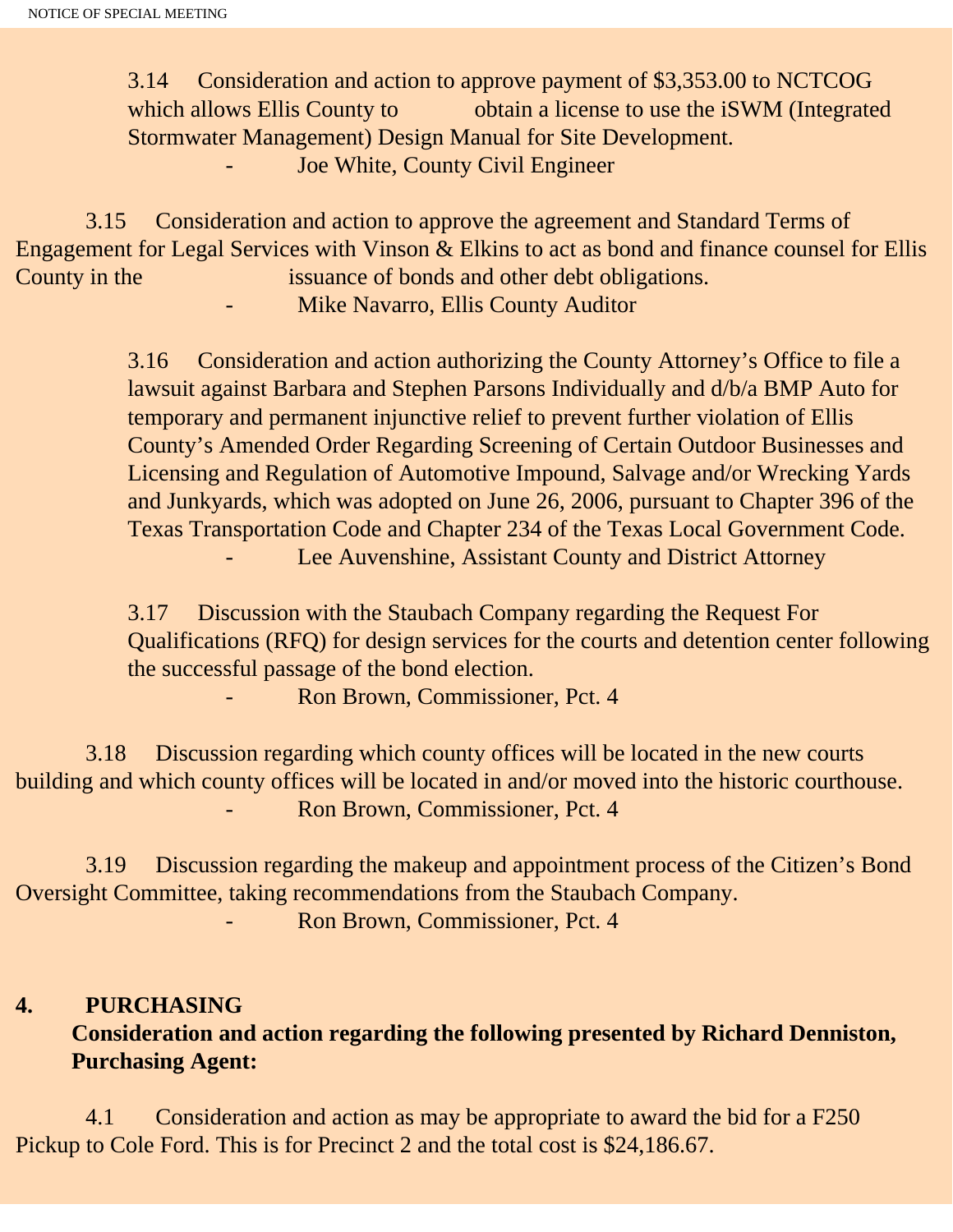3.14 Consideration and action to approve payment of $3,353.00 to NCTCOG which allows Ellis County to obtain a license to use the iSWM (Integrated Stormwater Management) Design Manual for Site Development.

- Joe White, County Civil Engineer

3.15 Consideration and action to approve the agreement and Standard Terms of Engagement for Legal Services with Vinson & Elkins to act as bond and finance counsel for Ellis County in the issuance of bonds and other debt obligations.

- Mike Navarro, Ellis County Auditor

3.16 Consideration and action authorizing the County Attorney's Office to file a lawsuit against Barbara and Stephen Parsons Individually and d/b/a BMP Auto for temporary and permanent injunctive relief to prevent further violation of Ellis County's Amended Order Regarding Screening of Certain Outdoor Businesses and Licensing and Regulation of Automotive Impound, Salvage and/or Wrecking Yards and Junkyards, which was adopted on June 26, 2006, pursuant to Chapter 396 of the Texas Transportation Code and Chapter 234 of the Texas Local Government Code.

- Lee Auvenshine, Assistant County and District Attorney

3.17 Discussion with the Staubach Company regarding the Request For Qualifications (RFQ) for design services for the courts and detention center following the successful passage of the bond election.

- Ron Brown, Commissioner, Pct. 4

3.18 Discussion regarding which county offices will be located in the new courts building and which county offices will be located in and/or moved into the historic courthouse.

- Ron Brown, Commissioner, Pct. 4

3.19 Discussion regarding the makeup and appointment process of the Citizen's Bond Oversight Committee, taking recommendations from the Staubach Company.

- Ron Brown, Commissioner, Pct. 4

## 4. PURCHASING

**Consideration and action regarding the following presented by Richard Denniston, Purchasing Agent:**

4.1 Consideration and action as may be appropriate to award the bid for a F250 Pickup to Cole Ford. This is for Precinct 2 and the total cost is $24,186.67.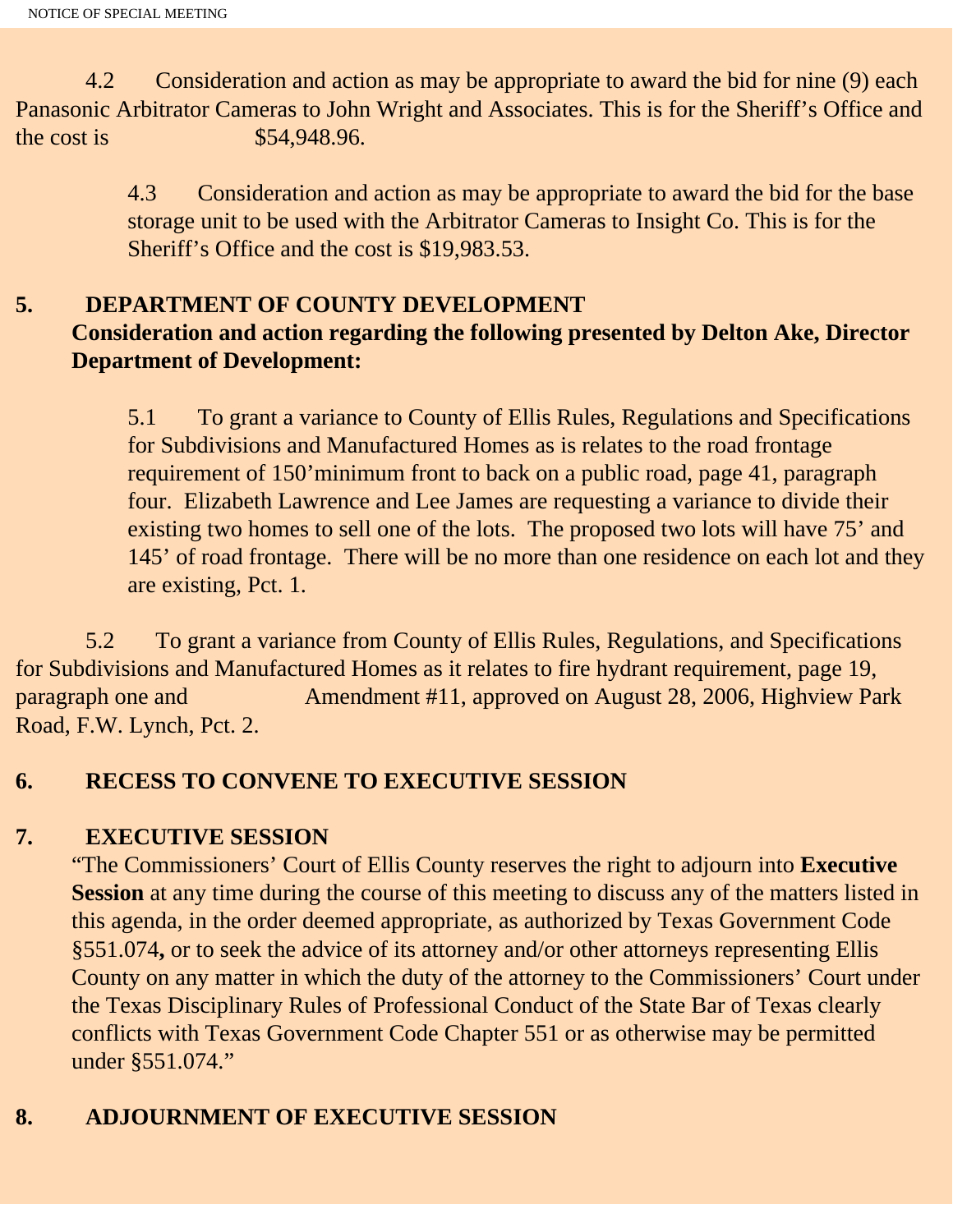4.2 Consideration and action as may be appropriate to award the bid for nine (9) each Panasonic Arbitrator Cameras to John Wright and Associates. This is for the Sheriff's Office and the cost is $54,948.96.

4.3 Consideration and action as may be appropriate to award the bid for the base storage unit to be used with the Arbitrator Cameras to Insight Co. This is for the Sheriff's Office and the cost is $19,983.53.

**5. DEPARTMENT OF COUNTY DEVELOPMENT**

**Consideration and action regarding the following presented by Delton Ake, Director Department of Development:**

5.1 To grant a variance to County of Ellis Rules, Regulations and Specifications for Subdivisions and Manufactured Homes as is relates to the road frontage requirement of 150'minimum front to back on a public road, page 41, paragraph four. Elizabeth Lawrence and Lee James are requesting a variance to divide their existing two homes to sell one of the lots. The proposed two lots will have 75' and 145' of road frontage. There will be no more than one residence on each lot and they are existing, Pct. 1.

5.2 To grant a variance from County of Ellis Rules, Regulations, and Specifications for Subdivisions and Manufactured Homes as it relates to fire hydrant requirement, page 19, paragraph one and Amendment #11, approved on August 28, 2006, Highview Park Road, F.W. Lynch, Pct. 2.

**6. RECESS TO CONVENE TO EXECUTIVE SESSION**

**7. EXECUTIVE SESSION**

"The Commissioners' Court of Ellis County reserves the right to adjourn into **Executive Session** at any time during the course of this meeting to discuss any of the matters listed in this agenda, in the order deemed appropriate, as authorized by Texas Government Code §551.074**,** or to seek the advice of its attorney and/or other attorneys representing Ellis County on any matter in which the duty of the attorney to the Commissioners' Court under the Texas Disciplinary Rules of Professional Conduct of the State Bar of Texas clearly conflicts with Texas Government Code Chapter 551 or as otherwise may be permitted under §551.074."

**8. ADJOURNMENT OF EXECUTIVE SESSION**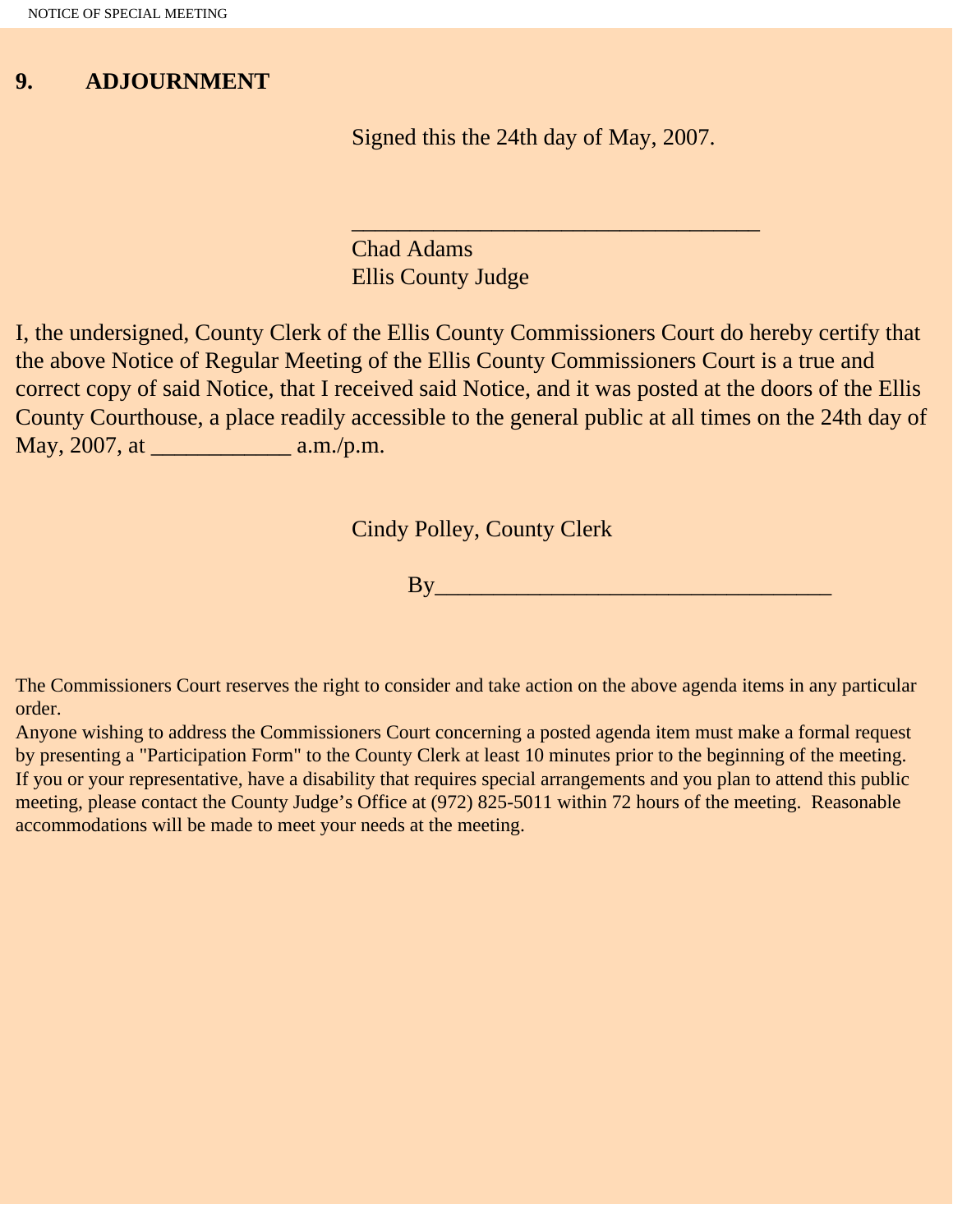## 9. ADJOURNMENT

Signed this the 24th day of May, 2007.

\_\_\_\_\_\_\_\_\_\_\_\_\_\_\_\_\_\_\_\_\_\_\_\_\_\_\_\_\_\_\_\_\_\_\_

Chad Adams
Ellis County Judge

I, the undersigned, County Clerk of the Ellis County Commissioners Court do hereby certify that the above Notice of Regular Meeting of the Ellis County Commissioners Court is a true and correct copy of said Notice, that I received said Notice, and it was posted at the doors of the Ellis County Courthouse, a place readily accessible to the general public at all times on the 24th day of May, 2007, at \_\_\_\_\_\_\_\_\_\_\_\_ a.m./p.m.

Cindy Polley, County Clerk

By\_\_\_\_\_\_\_\_\_\_\_\_\_\_\_\_\_\_\_\_\_\_\_\_\_\_\_\_\_\_\_\_\_\_

The Commissioners Court reserves the right to consider and take action on the above agenda items in any particular order.
Anyone wishing to address the Commissioners Court concerning a posted agenda item must make a formal request by presenting a "Participation Form" to the County Clerk at least 10 minutes prior to the beginning of the meeting.
If you or your representative, have a disability that requires special arrangements and you plan to attend this public meeting, please contact the County Judge's Office at (972) 825-5011 within 72 hours of the meeting. Reasonable accommodations will be made to meet your needs at the meeting.